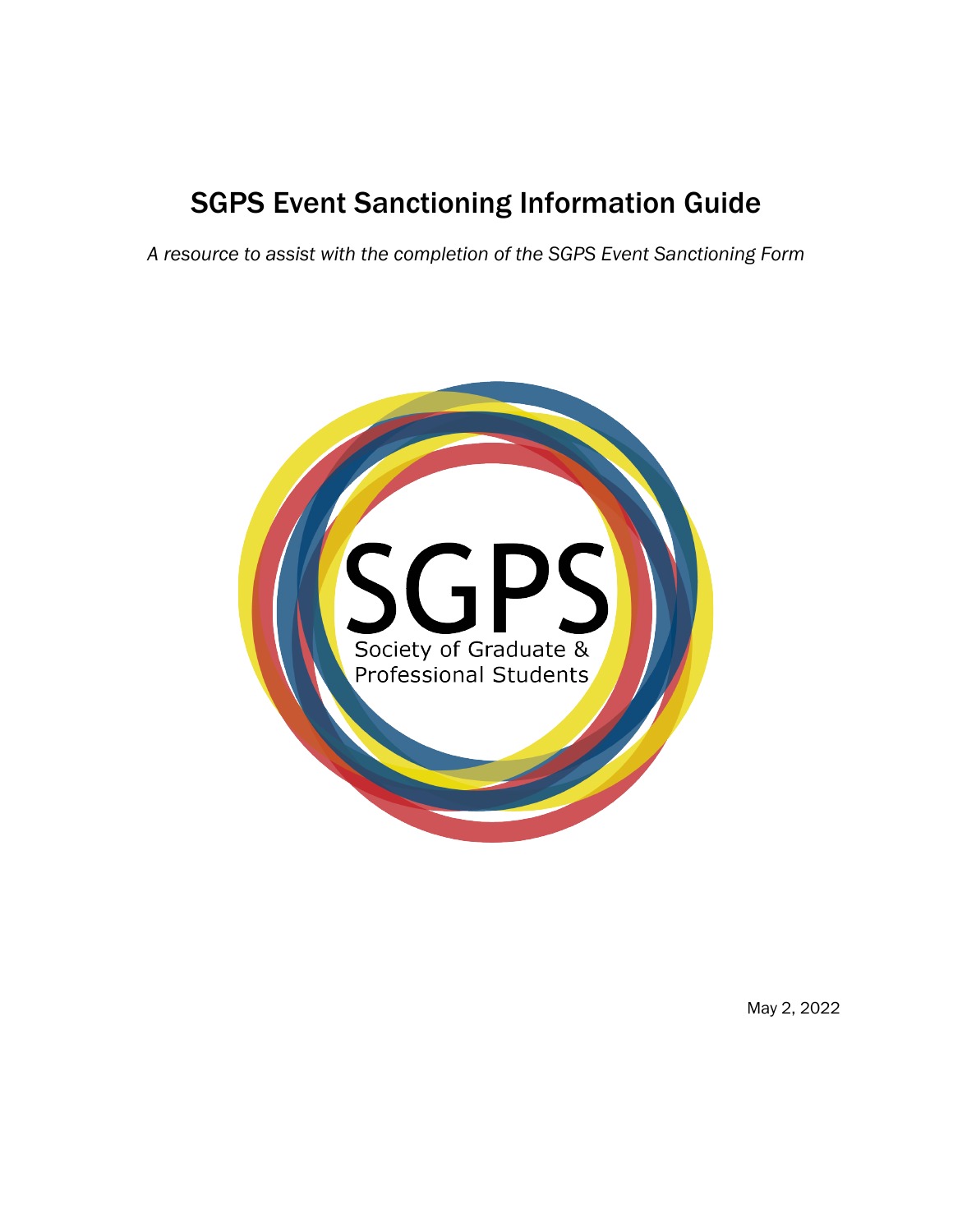# SGPS Event Sanctioning Information Guide

*A resource to assist with the completion of the SGPS Event Sanctioning Form*

SGPS
Society of Graduate & Professional Students

May 2, 2022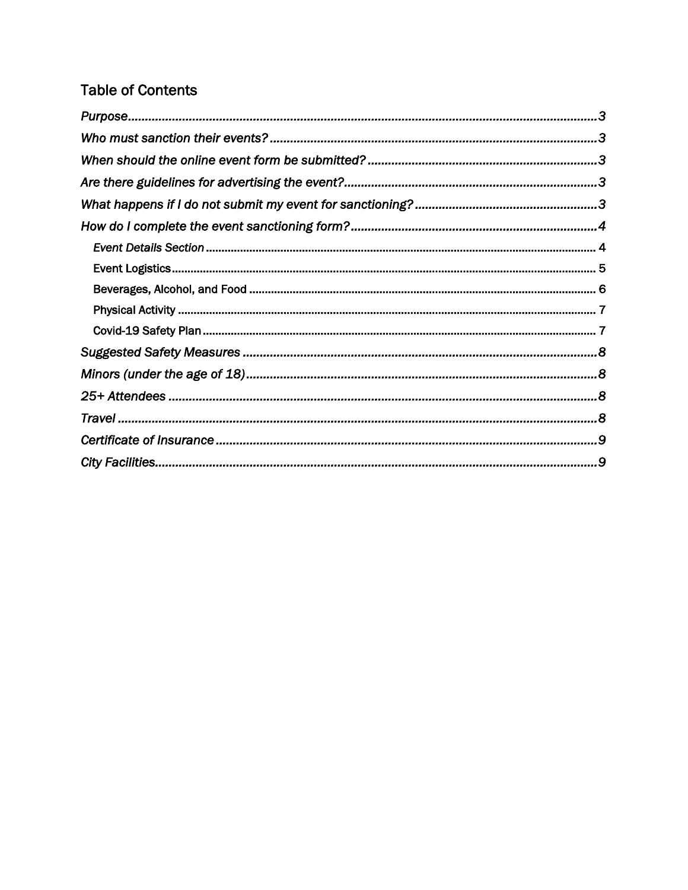## Table of Contents

*Purpose*.......................................................................................................................3

*Who must sanction their events?*................................................................................3

*When should the online event form be submitted?*......................................................3

*Are there guidelines for advertising the event?*............................................................3

*What happens if I do not submit my event for sanctioning?*........................................3

*How do I complete the event sanctioning form?*...........................................................4

- *Event Details Section*..........................................................................................4
- Event Logistics.....................................................................................................5
- Beverages, Alcohol, and Food..............................................................................6
- Physical Activity....................................................................................................7
- Covid-19 Safety Plan............................................................................................7

*Suggested Safety Measures*..........................................................................................8

*Minors (under the age of 18)*.........................................................................................8

*25+ Attendees*................................................................................................................8

*Travel*..............................................................................................................................8

*Certificate of Insurance*..................................................................................................9

*City Facilities*...................................................................................................................9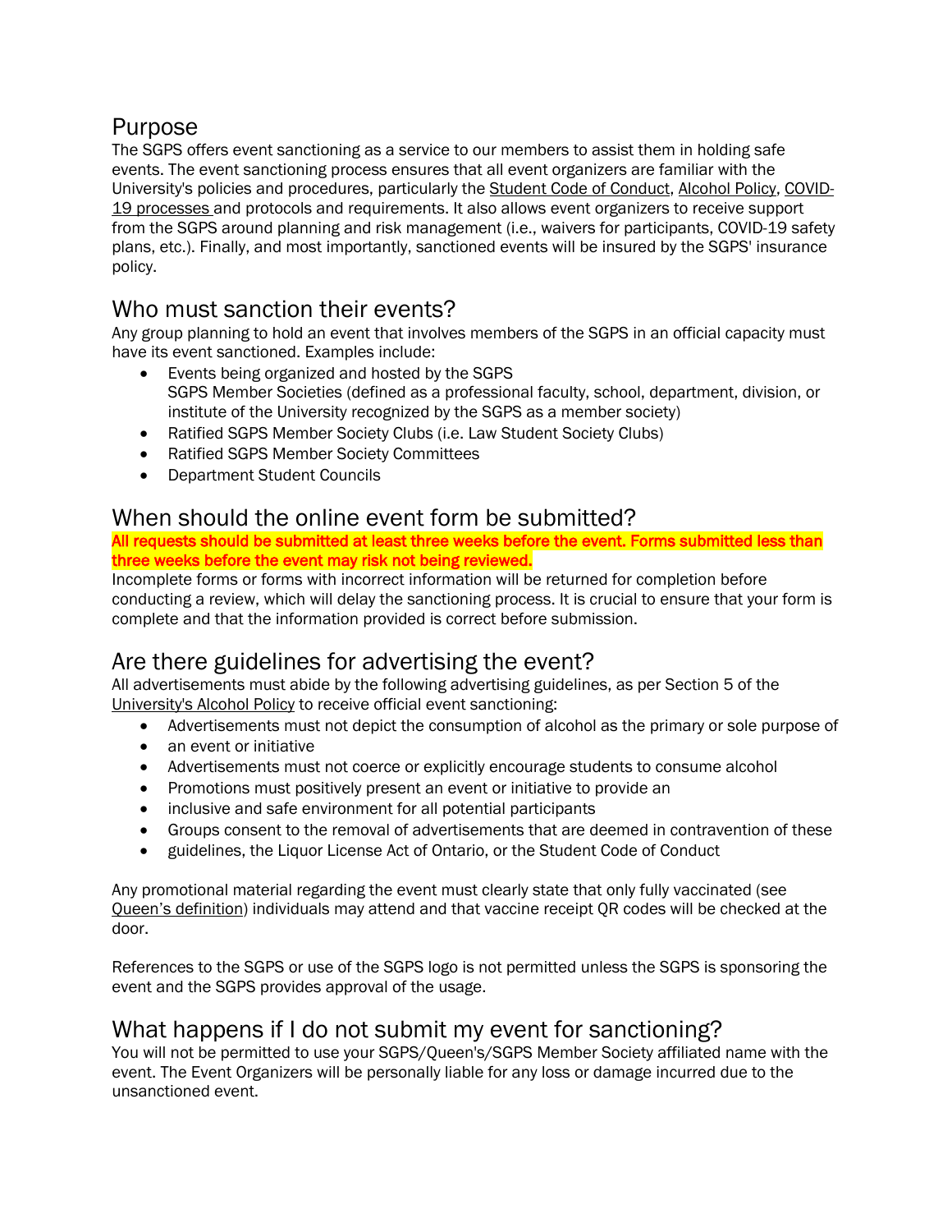## Purpose

The SGPS offers event sanctioning as a service to our members to assist them in holding safe events. The event sanctioning process ensures that all event organizers are familiar with the University's policies and procedures, particularly the Student Code of Conduct, Alcohol Policy, COVID-19 processes and protocols and requirements. It also allows event organizers to receive support from the SGPS around planning and risk management (i.e., waivers for participants, COVID-19 safety plans, etc.). Finally, and most importantly, sanctioned events will be insured by the SGPS' insurance policy.

## Who must sanction their events?

Any group planning to hold an event that involves members of the SGPS in an official capacity must have its event sanctioned. Examples include:

- Events being organized and hosted by the SGPS
  SGPS Member Societies (defined as a professional faculty, school, department, division, or institute of the University recognized by the SGPS as a member society)
- Ratified SGPS Member Society Clubs (i.e. Law Student Society Clubs)
- Ratified SGPS Member Society Committees
- Department Student Councils

## When should the online event form be submitted?

**All requests should be submitted at least three weeks before the event. Forms submitted less than three weeks before the event may risk not being reviewed.**

Incomplete forms or forms with incorrect information will be returned for completion before conducting a review, which will delay the sanctioning process. It is crucial to ensure that your form is complete and that the information provided is correct before submission.

## Are there guidelines for advertising the event?

All advertisements must abide by the following advertising guidelines, as per Section 5 of the University's Alcohol Policy to receive official event sanctioning:

- Advertisements must not depict the consumption of alcohol as the primary or sole purpose of
- an event or initiative
- Advertisements must not coerce or explicitly encourage students to consume alcohol
- Promotions must positively present an event or initiative to provide an
- inclusive and safe environment for all potential participants
- Groups consent to the removal of advertisements that are deemed in contravention of these
- guidelines, the Liquor License Act of Ontario, or the Student Code of Conduct

Any promotional material regarding the event must clearly state that only fully vaccinated (see Queen's definition) individuals may attend and that vaccine receipt QR codes will be checked at the door.

References to the SGPS or use of the SGPS logo is not permitted unless the SGPS is sponsoring the event and the SGPS provides approval of the usage.

## What happens if I do not submit my event for sanctioning?

You will not be permitted to use your SGPS/Queen's/SGPS Member Society affiliated name with the event. The Event Organizers will be personally liable for any loss or damage incurred due to the unsanctioned event.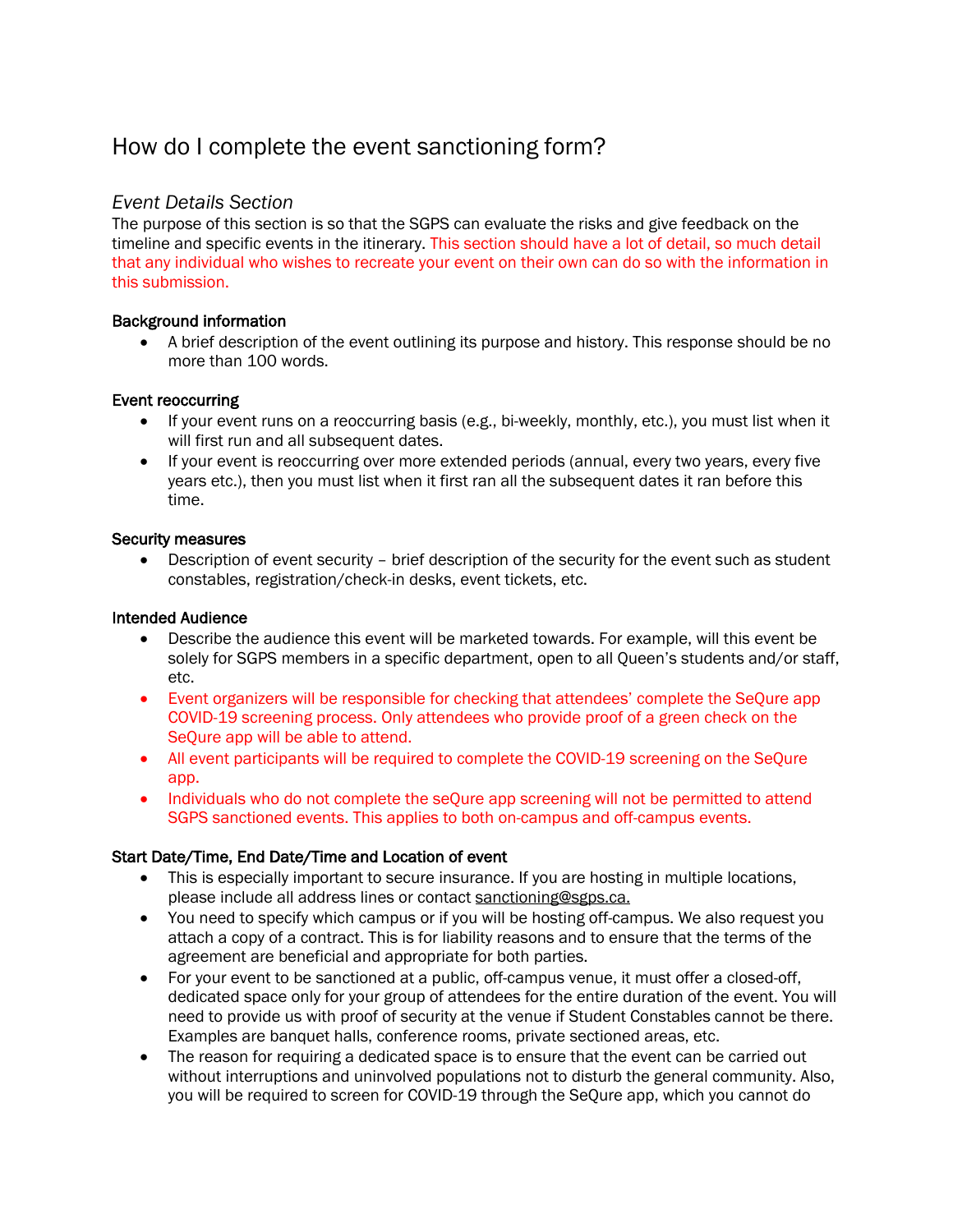# How do I complete the event sanctioning form?

## *Event Details Section*

The purpose of this section is so that the SGPS can evaluate the risks and give feedback on the timeline and specific events in the itinerary. This section should have a lot of detail, so much detail that any individual who wishes to recreate your event on their own can do so with the information in this submission.

### Background information

- A brief description of the event outlining its purpose and history. This response should be no more than 100 words.

### Event reoccurring

- If your event runs on a reoccurring basis (e.g., bi-weekly, monthly, etc.), you must list when it will first run and all subsequent dates.
- If your event is reoccurring over more extended periods (annual, every two years, every five years etc.), then you must list when it first ran all the subsequent dates it ran before this time.

### Security measures

- Description of event security – brief description of the security for the event such as student constables, registration/check-in desks, event tickets, etc.

### Intended Audience

- Describe the audience this event will be marketed towards. For example, will this event be solely for SGPS members in a specific department, open to all Queen's students and/or staff, etc.
- Event organizers will be responsible for checking that attendees' complete the SeQure app COVID-19 screening process. Only attendees who provide proof of a green check on the SeQure app will be able to attend.
- All event participants will be required to complete the COVID-19 screening on the SeQure app.
- Individuals who do not complete the seQure app screening will not be permitted to attend SGPS sanctioned events. This applies to both on-campus and off-campus events.

### Start Date/Time, End Date/Time and Location of event

- This is especially important to secure insurance. If you are hosting in multiple locations, please include all address lines or contact sanctioning@sgps.ca.
- You need to specify which campus or if you will be hosting off-campus. We also request you attach a copy of a contract. This is for liability reasons and to ensure that the terms of the agreement are beneficial and appropriate for both parties.
- For your event to be sanctioned at a public, off-campus venue, it must offer a closed-off, dedicated space only for your group of attendees for the entire duration of the event. You will need to provide us with proof of security at the venue if Student Constables cannot be there. Examples are banquet halls, conference rooms, private sectioned areas, etc.
- The reason for requiring a dedicated space is to ensure that the event can be carried out without interruptions and uninvolved populations not to disturb the general community. Also, you will be required to screen for COVID-19 through the SeQure app, which you cannot do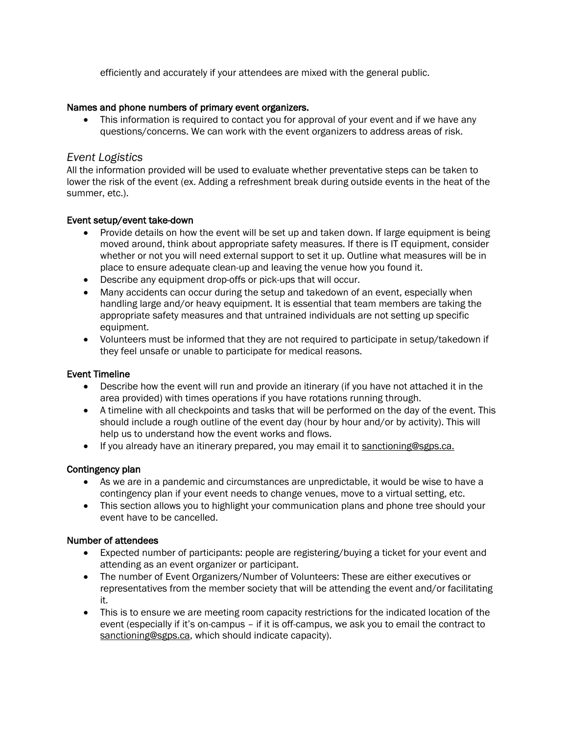efficiently and accurately if your attendees are mixed with the general public.

**Names and phone numbers of primary event organizers.**

- This information is required to contact you for approval of your event and if we have any questions/concerns. We can work with the event organizers to address areas of risk.

## *Event Logistics*

All the information provided will be used to evaluate whether preventative steps can be taken to lower the risk of the event (ex. Adding a refreshment break during outside events in the heat of the summer, etc.).

**Event setup/event take-down**

- Provide details on how the event will be set up and taken down. If large equipment is being moved around, think about appropriate safety measures. If there is IT equipment, consider whether or not you will need external support to set it up. Outline what measures will be in place to ensure adequate clean-up and leaving the venue how you found it.
- Describe any equipment drop-offs or pick-ups that will occur.
- Many accidents can occur during the setup and takedown of an event, especially when handling large and/or heavy equipment. It is essential that team members are taking the appropriate safety measures and that untrained individuals are not setting up specific equipment.
- Volunteers must be informed that they are not required to participate in setup/takedown if they feel unsafe or unable to participate for medical reasons.

**Event Timeline**

- Describe how the event will run and provide an itinerary (if you have not attached it in the area provided) with times operations if you have rotations running through.
- A timeline with all checkpoints and tasks that will be performed on the day of the event. This should include a rough outline of the event day (hour by hour and/or by activity). This will help us to understand how the event works and flows.
- If you already have an itinerary prepared, you may email it to sanctioning@sgps.ca.

**Contingency plan**

- As we are in a pandemic and circumstances are unpredictable, it would be wise to have a contingency plan if your event needs to change venues, move to a virtual setting, etc.
- This section allows you to highlight your communication plans and phone tree should your event have to be cancelled.

**Number of attendees**

- Expected number of participants: people are registering/buying a ticket for your event and attending as an event organizer or participant.
- The number of Event Organizers/Number of Volunteers: These are either executives or representatives from the member society that will be attending the event and/or facilitating it.
- This is to ensure we are meeting room capacity restrictions for the indicated location of the event (especially if it's on-campus – if it is off-campus, we ask you to email the contract to sanctioning@sgps.ca, which should indicate capacity).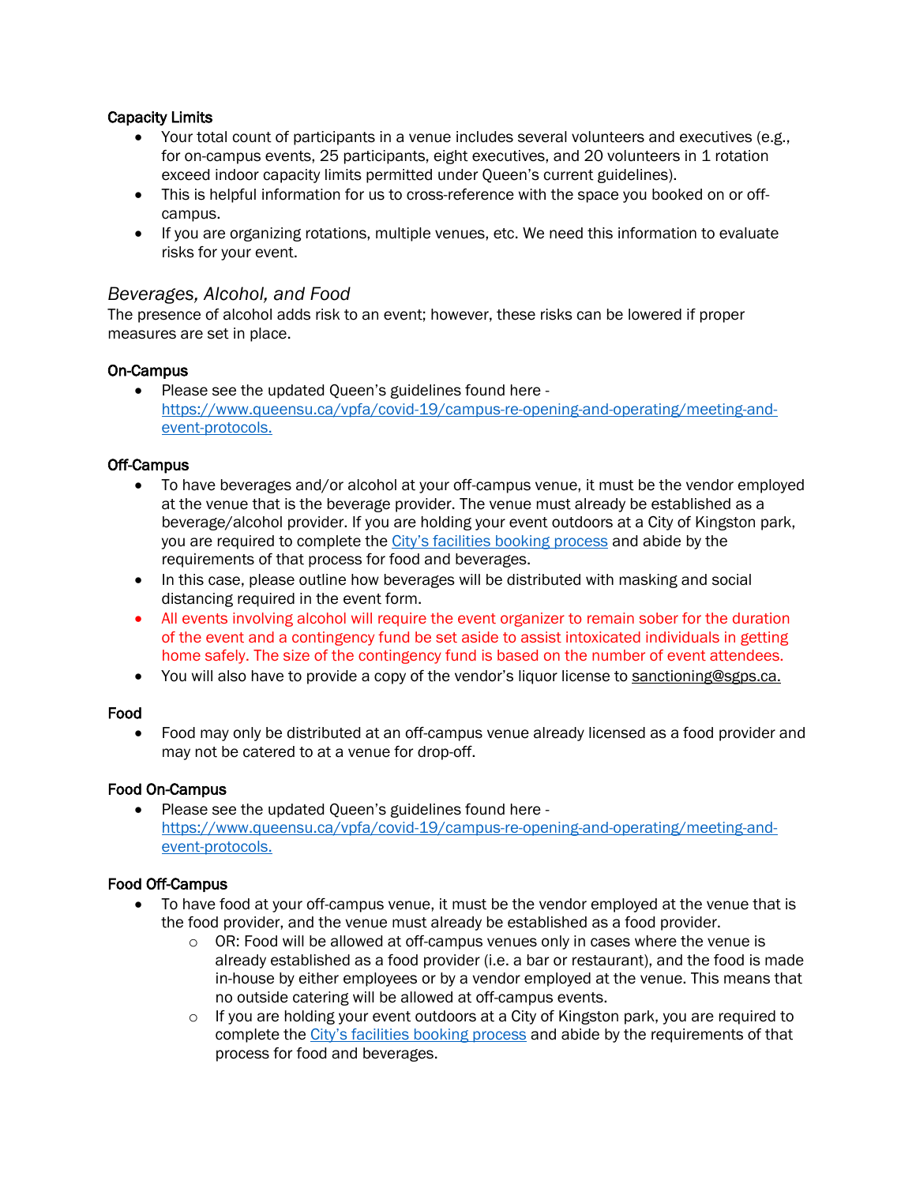**Capacity Limits**

- Your total count of participants in a venue includes several volunteers and executives (e.g., for on-campus events, 25 participants, eight executives, and 20 volunteers in 1 rotation exceed indoor capacity limits permitted under Queen's current guidelines).
- This is helpful information for us to cross-reference with the space you booked on or off-campus.
- If you are organizing rotations, multiple venues, etc. We need this information to evaluate risks for your event.

### *Beverages, Alcohol, and Food*

The presence of alcohol adds risk to an event; however, these risks can be lowered if proper measures are set in place.

**On-Campus**

- Please see the updated Queen's guidelines found here - [https://www.queensu.ca/vpfa/covid-19/campus-re-opening-and-operating/meeting-and-event-protocols.](https://www.queensu.ca/vpfa/covid-19/campus-re-opening-and-operating/meeting-and-event-protocols)

**Off-Campus**

- To have beverages and/or alcohol at your off-campus venue, it must be the vendor employed at the venue that is the beverage provider. The venue must already be established as a beverage/alcohol provider. If you are holding your event outdoors at a City of Kingston park, you are required to complete the City's facilities booking process and abide by the requirements of that process for food and beverages.
- In this case, please outline how beverages will be distributed with masking and social distancing required in the event form.
- All events involving alcohol will require the event organizer to remain sober for the duration of the event and a contingency fund be set aside to assist intoxicated individuals in getting home safely. The size of the contingency fund is based on the number of event attendees.
- You will also have to provide a copy of the vendor's liquor license to sanctioning@sgps.ca.

**Food**

- Food may only be distributed at an off-campus venue already licensed as a food provider and may not be catered to at a venue for drop-off.

**Food On-Campus**

- Please see the updated Queen's guidelines found here - [https://www.queensu.ca/vpfa/covid-19/campus-re-opening-and-operating/meeting-and-event-protocols.](https://www.queensu.ca/vpfa/covid-19/campus-re-opening-and-operating/meeting-and-event-protocols)

**Food Off-Campus**

- To have food at your off-campus venue, it must be the vendor employed at the venue that is the food provider, and the venue must already be established as a food provider.
  - OR: Food will be allowed at off-campus venues only in cases where the venue is already established as a food provider (i.e. a bar or restaurant), and the food is made in-house by either employees or by a vendor employed at the venue. This means that no outside catering will be allowed at off-campus events.
  - If you are holding your event outdoors at a City of Kingston park, you are required to complete the City's facilities booking process and abide by the requirements of that process for food and beverages.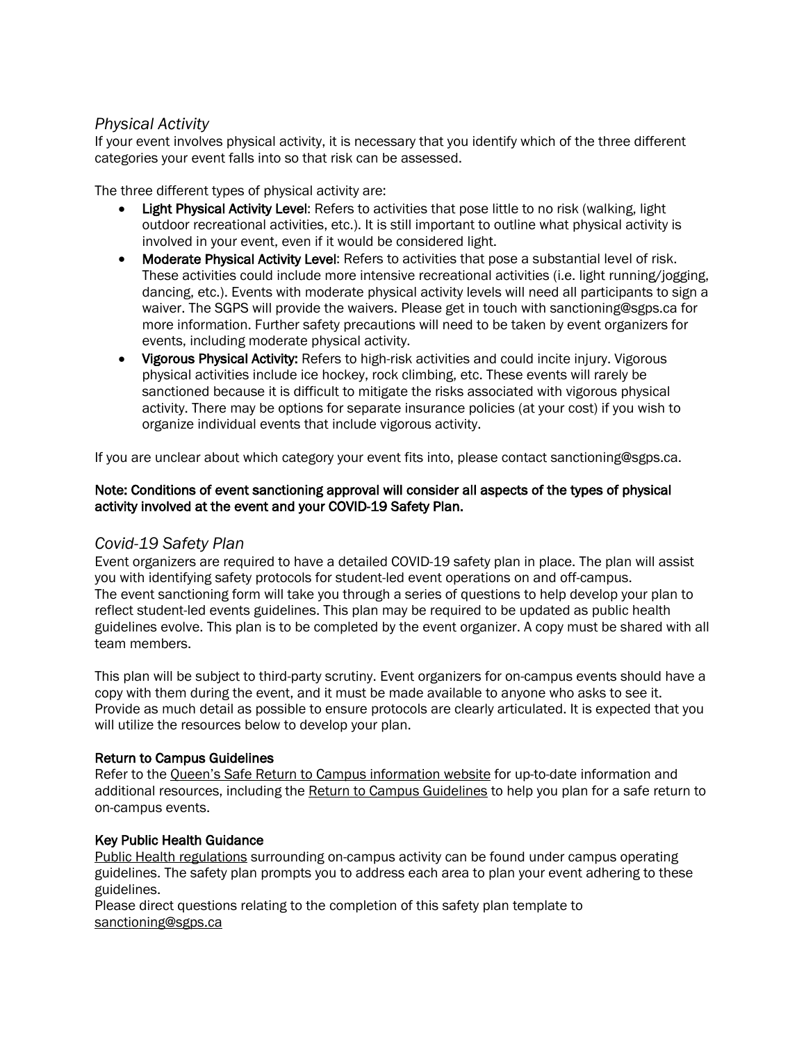## *Physical Activity*

If your event involves physical activity, it is necessary that you identify which of the three different categories your event falls into so that risk can be assessed.

The three different types of physical activity are:

- **Light Physical Activity Level**: Refers to activities that pose little to no risk (walking, light outdoor recreational activities, etc.). It is still important to outline what physical activity is involved in your event, even if it would be considered light.
- **Moderate Physical Activity Level**: Refers to activities that pose a substantial level of risk. These activities could include more intensive recreational activities (i.e. light running/jogging, dancing, etc.). Events with moderate physical activity levels will need all participants to sign a waiver. The SGPS will provide the waivers. Please get in touch with sanctioning@sgps.ca for more information. Further safety precautions will need to be taken by event organizers for events, including moderate physical activity.
- **Vigorous Physical Activity:** Refers to high-risk activities and could incite injury. Vigorous physical activities include ice hockey, rock climbing, etc. These events will rarely be sanctioned because it is difficult to mitigate the risks associated with vigorous physical activity. There may be options for separate insurance policies (at your cost) if you wish to organize individual events that include vigorous activity.

If you are unclear about which category your event fits into, please contact sanctioning@sgps.ca.

**Note: Conditions of event sanctioning approval will consider all aspects of the types of physical activity involved at the event and your COVID-19 Safety Plan.**

## *Covid-19 Safety Plan*

Event organizers are required to have a detailed COVID-19 safety plan in place. The plan will assist you with identifying safety protocols for student-led event operations on and off-campus. The event sanctioning form will take you through a series of questions to help develop your plan to reflect student-led events guidelines. This plan may be required to be updated as public health guidelines evolve. This plan is to be completed by the event organizer. A copy must be shared with all team members.

This plan will be subject to third-party scrutiny. Event organizers for on-campus events should have a copy with them during the event, and it must be made available to anyone who asks to see it. Provide as much detail as possible to ensure protocols are clearly articulated. It is expected that you will utilize the resources below to develop your plan.

**Return to Campus Guidelines**

Refer to the Queen's Safe Return to Campus information website for up-to-date information and additional resources, including the Return to Campus Guidelines to help you plan for a safe return to on-campus events.

**Key Public Health Guidance**

Public Health regulations surrounding on-campus activity can be found under campus operating guidelines. The safety plan prompts you to address each area to plan your event adhering to these guidelines.

Please direct questions relating to the completion of this safety plan template to sanctioning@sgps.ca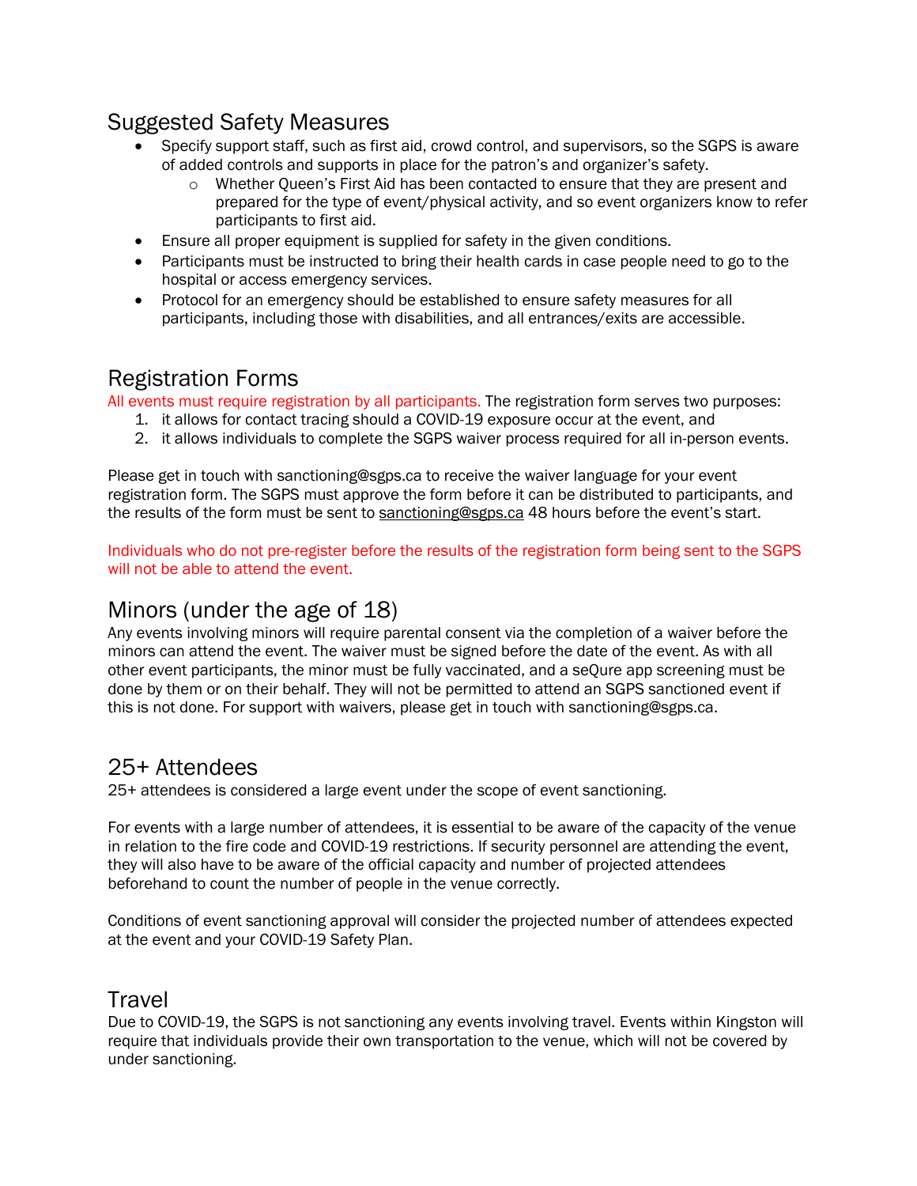## Suggested Safety Measures

- Specify support staff, such as first aid, crowd control, and supervisors, so the SGPS is aware of added controls and supports in place for the patron's and organizer's safety.
    - Whether Queen's First Aid has been contacted to ensure that they are present and prepared for the type of event/physical activity, and so event organizers know to refer participants to first aid.
- Ensure all proper equipment is supplied for safety in the given conditions.
- Participants must be instructed to bring their health cards in case people need to go to the hospital or access emergency services.
- Protocol for an emergency should be established to ensure safety measures for all participants, including those with disabilities, and all entrances/exits are accessible.

## Registration Forms

All events must require registration by all participants. The registration form serves two purposes:

1. it allows for contact tracing should a COVID-19 exposure occur at the event, and
2. it allows individuals to complete the SGPS waiver process required for all in-person events.

Please get in touch with sanctioning@sgps.ca to receive the waiver language for your event registration form. The SGPS must approve the form before it can be distributed to participants, and the results of the form must be sent to sanctioning@sgps.ca 48 hours before the event's start.

Individuals who do not pre-register before the results of the registration form being sent to the SGPS will not be able to attend the event.

## Minors (under the age of 18)

Any events involving minors will require parental consent via the completion of a waiver before the minors can attend the event. The waiver must be signed before the date of the event. As with all other event participants, the minor must be fully vaccinated, and a seQure app screening must be done by them or on their behalf. They will not be permitted to attend an SGPS sanctioned event if this is not done. For support with waivers, please get in touch with sanctioning@sgps.ca.

## 25+ Attendees

25+ attendees is considered a large event under the scope of event sanctioning.

For events with a large number of attendees, it is essential to be aware of the capacity of the venue in relation to the fire code and COVID-19 restrictions. If security personnel are attending the event, they will also have to be aware of the official capacity and number of projected attendees beforehand to count the number of people in the venue correctly.

Conditions of event sanctioning approval will consider the projected number of attendees expected at the event and your COVID-19 Safety Plan.

## Travel

Due to COVID-19, the SGPS is not sanctioning any events involving travel. Events within Kingston will require that individuals provide their own transportation to the venue, which will not be covered by under sanctioning.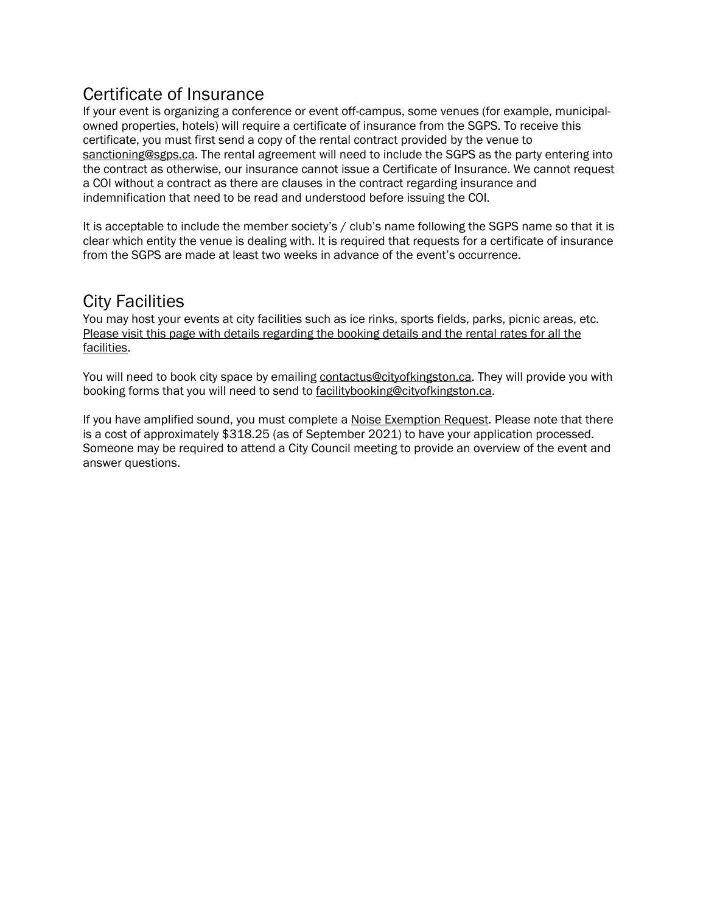## Certificate of Insurance

If your event is organizing a conference or event off-campus, some venues (for example, municipal-owned properties, hotels) will require a certificate of insurance from the SGPS. To receive this certificate, you must first send a copy of the rental contract provided by the venue to sanctioning@sgps.ca. The rental agreement will need to include the SGPS as the party entering into the contract as otherwise, our insurance cannot issue a Certificate of Insurance. We cannot request a COI without a contract as there are clauses in the contract regarding insurance and indemnification that need to be read and understood before issuing the COI.

It is acceptable to include the member society's / club's name following the SGPS name so that it is clear which entity the venue is dealing with. It is required that requests for a certificate of insurance from the SGPS are made at least two weeks in advance of the event's occurrence.

## City Facilities

You may host your events at city facilities such as ice rinks, sports fields, parks, picnic areas, etc. Please visit this page with details regarding the booking details and the rental rates for all the facilities.

You will need to book city space by emailing contactus@cityofkingston.ca. They will provide you with booking forms that you will need to send to facilitybooking@cityofkingston.ca.

If you have amplified sound, you must complete a Noise Exemption Request. Please note that there is a cost of approximately $318.25 (as of September 2021) to have your application processed. Someone may be required to attend a City Council meeting to provide an overview of the event and answer questions.